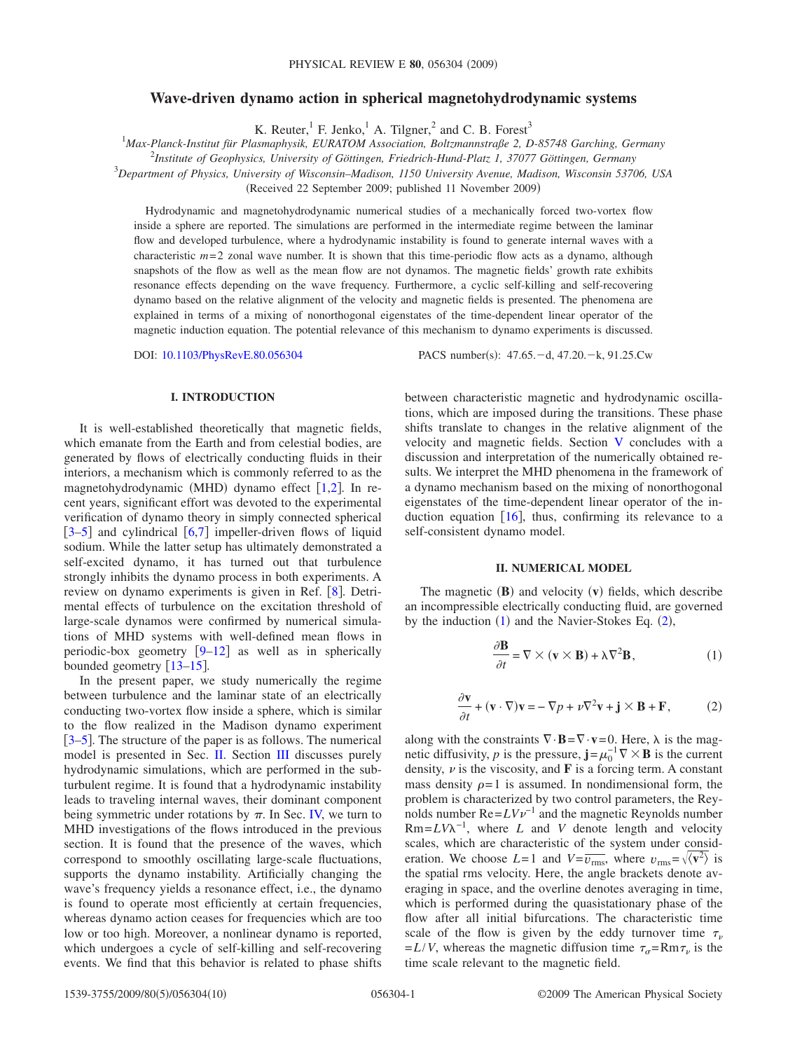# Wave-driven dynamo action in spherical magnetohydrodynamic systems

K. Reuter,[1] F. Jenko,[1] A. Tilgner,[2] and C. B. Forest[3]

[1]Max-Planck-Institut für Plasmaphysik, EURATOM Association, Boltzmannstraße 2, D-85748 Garching, Germany
[2]Institute of Geophysics, University of Göttingen, Friedrich-Hund-Platz 1, 37077 Göttingen, Germany
[3]Department of Physics, University of Wisconsin–Madison, 1150 University Avenue, Madison, Wisconsin 53706, USA

(Received 22 September 2009; published 11 November 2009)

Hydrodynamic and magnetohydrodynamic numerical studies of a mechanically forced two-vortex flow inside a sphere are reported. The simulations are performed in the intermediate regime between the laminar flow and developed turbulence, where a hydrodynamic instability is found to generate internal waves with a characteristic $m=2$ zonal wave number. It is shown that this time-periodic flow acts as a dynamo, although snapshots of the flow as well as the mean flow are not dynamos. The magnetic fields' growth rate exhibits resonance effects depending on the wave frequency. Furthermore, a cyclic self-killing and self-recovering dynamo based on the relative alignment of the velocity and magnetic fields is presented. The phenomena are explained in terms of a mixing of nonorthogonal eigenstates of the time-dependent linear operator of the magnetic induction equation. The potential relevance of this mechanism to dynamo experiments is discussed.

DOI: 10.1103/PhysRevE.80.056304 PACS number(s): 47.65.−d, 47.20.−k, 91.25.Cw

## I. INTRODUCTION

It is well-established theoretically that magnetic fields, which emanate from the Earth and from celestial bodies, are generated by flows of electrically conducting fluids in their interiors, a mechanism which is commonly referred to as the magnetohydrodynamic (MHD) dynamo effect [1,2]. In recent years, significant effort was devoted to the experimental verification of dynamo theory in simply connected spherical [3–5] and cylindrical [6,7] impeller-driven flows of liquid sodium. While the latter setup has ultimately demonstrated a self-excited dynamo, it has turned out that turbulence strongly inhibits the dynamo process in both experiments. A review on dynamo experiments is given in Ref. [8]. Detrimental effects of turbulence on the excitation threshold of large-scale dynamos were confirmed by numerical simulations of MHD systems with well-defined mean flows in periodic-box geometry [9–12] as well as in spherically bounded geometry [13–15].

In the present paper, we study numerically the regime between turbulence and the laminar state of an electrically conducting two-vortex flow inside a sphere, which is similar to the flow realized in the Madison dynamo experiment [3–5]. The structure of the paper is as follows. The numerical model is presented in Sec. II. Section III discusses purely hydrodynamic simulations, which are performed in the subturbulent regime. It is found that a hydrodynamic instability leads to traveling internal waves, their dominant component being symmetric under rotations by $\pi$. In Sec. IV, we turn to MHD investigations of the flows introduced in the previous section. It is found that the presence of the waves, which correspond to smoothly oscillating large-scale fluctuations, supports the dynamo instability. Artificially changing the wave's frequency yields a resonance effect, i.e., the dynamo is found to operate most efficiently at certain frequencies, whereas dynamo action ceases for frequencies which are too low or too high. Moreover, a nonlinear dynamo is reported, which undergoes a cycle of self-killing and self-recovering events. We find that this behavior is related to phase shifts between characteristic magnetic and hydrodynamic oscillations, which are imposed during the transitions. These phase shifts translate to changes in the relative alignment of the velocity and magnetic fields. Section V concludes with a discussion and interpretation of the numerically obtained results. We interpret the MHD phenomena in the framework of a dynamo mechanism based on the mixing of nonorthogonal eigenstates of the time-dependent linear operator of the induction equation [16], thus, confirming its relevance to a self-consistent dynamo model.

## II. NUMERICAL MODEL

The magnetic ($\mathbf{B}$) and velocity ($\mathbf{v}$) fields, which describe an incompressible electrically conducting fluid, are governed by the induction (1) and the Navier-Stokes Eq. (2),

$$\frac{\partial \mathbf{B}}{\partial t} = \nabla \times (\mathbf{v} \times \mathbf{B}) + \lambda \nabla^2 \mathbf{B}, \tag{1}$$

$$\frac{\partial \mathbf{v}}{\partial t} + (\mathbf{v} \cdot \nabla)\mathbf{v} = -\nabla p + \nu \nabla^2 \mathbf{v} + \mathbf{j} \times \mathbf{B} + \mathbf{F}, \tag{2}$$

along with the constraints $\nabla \cdot \mathbf{B} = \nabla \cdot \mathbf{v} = 0$. Here, $\lambda$ is the magnetic diffusivity, $p$ is the pressure, $\mathbf{j} = \mu_0^{-1} \nabla \times \mathbf{B}$ is the current density, $\nu$ is the viscosity, and $\mathbf{F}$ is a forcing term. A constant mass density $\rho = 1$ is assumed. In nondimensional form, the problem is characterized by two control parameters, the Reynolds number $\mathrm{Re} = LV\nu^{-1}$ and the magnetic Reynolds number $\mathrm{Rm} = LV\lambda^{-1}$, where $L$ and $V$ denote length and velocity scales, which are characteristic of the system under consideration. We choose $L=1$ and $V = \overline{v_{\mathrm{rms}}}$, where $v_{\mathrm{rms}} = \sqrt{\langle \mathbf{v}^2 \rangle}$ is the spatial rms velocity. Here, the angle brackets denote averaging in space, and the overline denotes averaging in time, which is performed during the quasistationary phase of the flow after all initial bifurcations. The characteristic time scale of the flow is given by the eddy turnover time $\tau_\nu = L/V$, whereas the magnetic diffusion time $\tau_\sigma = \mathrm{Rm}\,\tau_\nu$ is the time scale relevant to the magnetic field.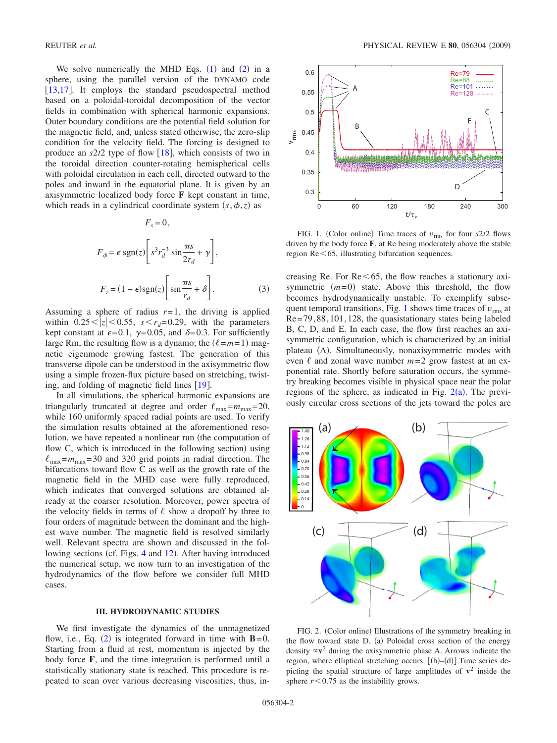We solve numerically the MHD Eqs. (1) and (2) in a sphere, using the parallel version of the DYNAMO code [13,17]. It employs the standard pseudospectral method based on a poloidal-toroidal decomposition of the vector fields in combination with spherical harmonic expansions. Outer boundary conditions are the potential field solution for the magnetic field, and, unless stated otherwise, the zero-slip condition for the velocity field. The forcing is designed to produce an $s2t2$ type of flow [18], which consists of two in the toroidal direction counter-rotating hemispherical cells with poloidal circulation in each cell, directed outward to the poles and inward in the equatorial plane. It is given by an axisymmetric localized body force **F** kept constant in time, which reads in a cylindrical coordinate system $(s,\phi,z)$ as

$$F_s = 0,$$

$$F_\phi = \epsilon \,\mathrm{sgn}(z)\left[ s^3 r_d^{-3} \sin\frac{\pi s}{2 r_d} + \gamma \right],$$

$$F_z = (1-\epsilon)\mathrm{sgn}(z)\left[ \sin\frac{\pi s}{r_d} + \delta \right]. \tag{3}$$

Assuming a sphere of radius $r=1$, the driving is applied within $0.25<|z|<0.55$, $s<r_d=0.29$, with the parameters kept constant at $\epsilon=0.1$, $\gamma=0.05$, and $\delta=0.3$. For sufficiently large Rm, the resulting flow is a dynamo; the $(\ell=m=1)$ magnetic eigenmode growing fastest. The generation of this transverse dipole can be understood in the axisymmetric flow using a simple frozen-flux picture based on stretching, twisting, and folding of magnetic field lines [19].

In all simulations, the spherical harmonic expansions are triangularly truncated at degree and order $\ell_{\max}=m_{\max}=20$, while 160 uniformly spaced radial points are used. To verify the simulation results obtained at the aforementioned resolution, we have repeated a nonlinear run (the computation of flow C, which is introduced in the following section) using $\ell_{\max}=m_{\max}=30$ and 320 grid points in radial direction. The bifurcations toward flow C as well as the growth rate of the magnetic field in the MHD case were fully reproduced, which indicates that converged solutions are obtained already at the coarser resolution. Moreover, power spectra of the velocity fields in terms of $\ell$ show a dropoff by three to four orders of magnitude between the dominant and the highest wave number. The magnetic field is resolved similarly well. Relevant spectra are shown and discussed in the following sections (cf. Figs. 4 and 12). After having introduced the numerical setup, we now turn to an investigation of the hydrodynamics of the flow before we consider full MHD cases.

## III. HYDRODYNAMIC STUDIES

We first investigate the dynamics of the unmagnetized flow, i.e., Eq. (2) is integrated forward in time with $\mathbf{B}=0$. Starting from a fluid at rest, momentum is injected by the body force **F**, and the time integration is performed until a statistically stationary state is reached. This procedure is repeated to scan over various decreasing viscosities, thus, increasing Re. For $\mathrm{Re}<65$, the flow reaches a stationary axisymmetric $(m=0)$ state. Above this threshold, the flow becomes hydrodynamically unstable. To exemplify subsequent temporal transitions, Fig. 1 shows time traces of $v_{\mathrm{rms}}$ at $\mathrm{Re}=79,88,101,128$, the quasistationary states being labeled B, C, D, and E. In each case, the flow first reaches an axisymmetric configuration, which is characterized by an initial plateau (A). Simultaneously, nonaxisymmetric modes with even $\ell$ and zonal wave number $m=2$ grow fastest at an exponential rate. Shortly before saturation occurs, the symmetry breaking becomes visible in physical space near the polar regions of the sphere, as indicated in Fig. 2(a). The previously circular cross sections of the jets toward the poles are

FIG. 1. (Color online) Time traces of $v_{\mathrm{rms}}$ for four $s2t2$ flows driven by the body force **F**, at Re being moderately above the stable region $\mathrm{Re}<65$, illustrating bifurcation sequences.

FIG. 2. (Color online) Illustrations of the symmetry breaking in the flow toward state D. (a) Poloidal cross section of the energy density $\propto \mathbf{v}^2$ during the axisymmetric phase A. Arrows indicate the region, where elliptical stretching occurs. [(b)–(d)] Time series depicting the spatial structure of large amplitudes of $\mathbf{v}^2$ inside the sphere $r<0.75$ as the instability grows.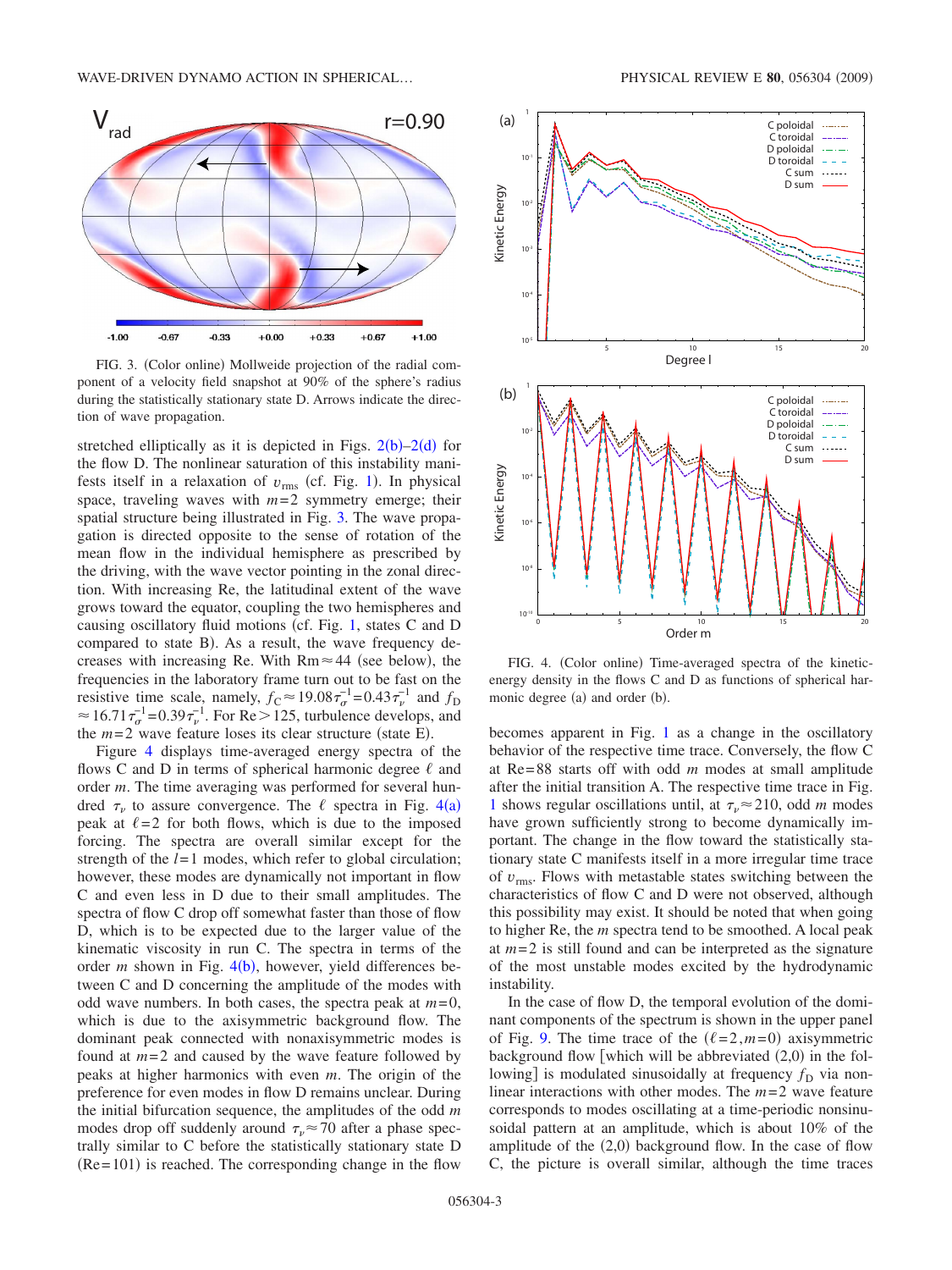FIG. 3. (Color online) Mollweide projection of the radial component of a velocity field snapshot at 90% of the sphere's radius during the statistically stationary state D. Arrows indicate the direction of wave propagation.

FIG. 4. (Color online) Time-averaged spectra of the kinetic-energy density in the flows C and D as functions of spherical harmonic degree (a) and order (b).

stretched elliptically as it is depicted in Figs. 2(b)–2(d) for the flow D. The nonlinear saturation of this instability manifests itself in a relaxation of $v_{\mathrm{rms}}$ (cf. Fig. 1). In physical space, traveling waves with $m=2$ symmetry emerge; their spatial structure being illustrated in Fig. 3. The wave propagation is directed opposite to the sense of rotation of the mean flow in the individual hemisphere as prescribed by the driving, with the wave vector pointing in the zonal direction. With increasing Re, the latitudinal extent of the wave grows toward the equator, coupling the two hemispheres and causing oscillatory fluid motions (cf. Fig. 1, states C and D compared to state B). As a result, the wave frequency decreases with increasing Re. With $\mathrm{Rm}\approx 44$ (see below), the frequencies in the laboratory frame turn out to be fast on the resistive time scale, namely, $f_{\mathrm{C}}\approx 19.08\tau_{\sigma}^{-1}=0.43\tau_{\nu}^{-1}$ and $f_{\mathrm{D}}\approx 16.71\tau_{\sigma}^{-1}=0.39\tau_{\nu}^{-1}$. For $\mathrm{Re}>125$, turbulence develops, and the $m=2$ wave feature loses its clear structure (state E).

Figure 4 displays time-averaged energy spectra of the flows C and D in terms of spherical harmonic degree $\ell$ and order $m$. The time averaging was performed for several hundred $\tau_{\nu}$ to assure convergence. The $\ell$ spectra in Fig. 4(a) peak at $\ell=2$ for both flows, which is due to the imposed forcing. The spectra are overall similar except for the strength of the $l=1$ modes, which refer to global circulation; however, these modes are dynamically not important in flow C and even less in D due to their small amplitudes. The spectra of flow C drop off somewhat faster than those of flow D, which is to be expected due to the larger value of the kinematic viscosity in run C. The spectra in terms of the order $m$ shown in Fig. 4(b), however, yield differences between C and D concerning the amplitude of the modes with odd wave numbers. In both cases, the spectra peak at $m=0$, which is due to the axisymmetric background flow. The dominant peak connected with nonaxisymmetric modes is found at $m=2$ and caused by the wave feature followed by peaks at higher harmonics with even $m$. The origin of the preference for even modes in flow D remains unclear. During the initial bifurcation sequence, the amplitudes of the odd $m$ modes drop off suddenly around $\tau_{\nu}\approx 70$ after a phase spectrally similar to C before the statistically stationary state D ($\mathrm{Re}=101$) is reached. The corresponding change in the flow becomes apparent in Fig. 1 as a change in the oscillatory behavior of the respective time trace. Conversely, the flow C at $\mathrm{Re}=88$ starts off with odd $m$ modes at small amplitude after the initial transition A. The respective time trace in Fig. 1 shows regular oscillations until, at $\tau_{\nu}\approx 210$, odd $m$ modes have grown sufficiently strong to become dynamically important. The change in the flow toward the statistically stationary state C manifests itself in a more irregular time trace of $v_{\mathrm{rms}}$. Flows with metastable states switching between the characteristics of flow C and D were not observed, although this possibility may exist. It should be noted that when going to higher Re, the $m$ spectra tend to be smoothed. A local peak at $m=2$ is still found and can be interpreted as the signature of the most unstable modes excited by the hydrodynamic instability.

In the case of flow D, the temporal evolution of the dominant components of the spectrum is shown in the upper panel of Fig. 9. The time trace of the $(\ell=2,m=0)$ axisymmetric background flow [which will be abbreviated (2,0) in the following] is modulated sinusoidally at frequency $f_{\mathrm{D}}$ via nonlinear interactions with other modes. The $m=2$ wave feature corresponds to modes oscillating at a time-periodic nonsinusoidal pattern at an amplitude, which is about 10% of the amplitude of the (2,0) background flow. In the case of flow C, the picture is overall similar, although the time traces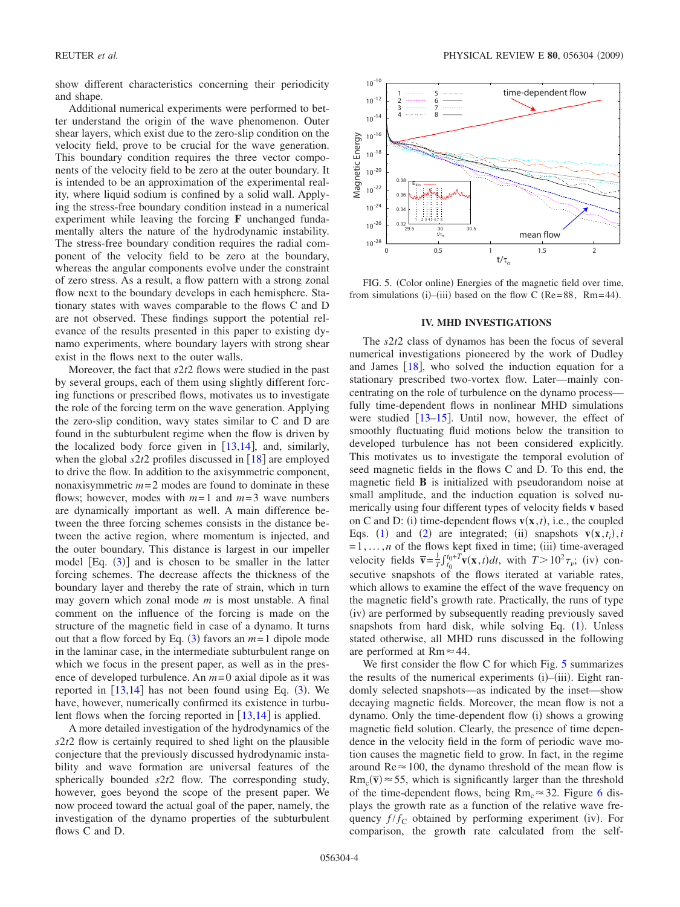show different characteristics concerning their periodicity and shape.

Additional numerical experiments were performed to better understand the origin of the wave phenomenon. Outer shear layers, which exist due to the zero-slip condition on the velocity field, prove to be crucial for the wave generation. This boundary condition requires the three vector components of the velocity field to be zero at the outer boundary. It is intended to be an approximation of the experimental reality, where liquid sodium is confined by a solid wall. Applying the stress-free boundary condition instead in a numerical experiment while leaving the forcing **F** unchanged fundamentally alters the nature of the hydrodynamic instability. The stress-free boundary condition requires the radial component of the velocity field to be zero at the boundary, whereas the angular components evolve under the constraint of zero stress. As a result, a flow pattern with a strong zonal flow next to the boundary develops in each hemisphere. Stationary states with waves comparable to the flows C and D are not observed. These findings support the potential relevance of the results presented in this paper to existing dynamo experiments, where boundary layers with strong shear exist in the flows next to the outer walls.

Moreover, the fact that *s2t2* flows were studied in the past by several groups, each of them using slightly different forcing functions or prescribed flows, motivates us to investigate the role of the forcing term on the wave generation. Applying the zero-slip condition, wavy states similar to C and D are found in the subturbulent regime when the flow is driven by the localized body force given in [13,14], and, similarly, when the global *s2t2* profiles discussed in [18] are employed to drive the flow. In addition to the axisymmetric component, nonaxisymmetric $m=2$ modes are found to dominate in these flows; however, modes with $m=1$ and $m=3$ wave numbers are dynamically important as well. A main difference between the three forcing schemes consists in the distance between the active region, where momentum is injected, and the outer boundary. This distance is largest in our impeller model [Eq. (3)] and is chosen to be smaller in the latter forcing schemes. The decrease affects the thickness of the boundary layer and thereby the rate of strain, which in turn may govern which zonal mode $m$ is most unstable. A final comment on the influence of the forcing is made on the structure of the magnetic field in case of a dynamo. It turns out that a flow forced by Eq. (3) favors an $m=1$ dipole mode in the laminar case, in the intermediate subturbulent range on which we focus in the present paper, as well as in the presence of developed turbulence. An $m=0$ axial dipole as it was reported in [13,14] has not been found using Eq. (3). We have, however, numerically confirmed its existence in turbulent flows when the forcing reported in [13,14] is applied.

A more detailed investigation of the hydrodynamics of the *s2t2* flow is certainly required to shed light on the plausible conjecture that the previously discussed hydrodynamic instability and wave formation are universal features of the spherically bounded *s2t2* flow. The corresponding study, however, goes beyond the scope of the present paper. We now proceed toward the actual goal of the paper, namely, the investigation of the dynamo properties of the subturbulent flows C and D.

FIG. 5. (Color online) Energies of the magnetic field over time, from simulations (i)–(iii) based on the flow C ($\mathrm{Re}=88$, $\mathrm{Rm}=44$).

## IV. MHD INVESTIGATIONS

The *s2t2* class of dynamos has been the focus of several numerical investigations pioneered by the work of Dudley and James [18], who solved the induction equation for a stationary prescribed two-vortex flow. Later—mainly concentrating on the role of turbulence on the dynamo process—fully time-dependent flows in nonlinear MHD simulations were studied [13–15]. Until now, however, the effect of smoothly fluctuating fluid motions below the transition to developed turbulence has not been considered explicitly. This motivates us to investigate the temporal evolution of seed magnetic fields in the flows C and D. To this end, the magnetic field **B** is initialized with pseudorandom noise at small amplitude, and the induction equation is solved numerically using four different types of velocity fields **v** based on C and D: (i) time-dependent flows $\mathbf{v}(\mathbf{x},t)$, i.e., the coupled Eqs. (1) and (2) are integrated; (ii) snapshots $\mathbf{v}(\mathbf{x},t_i), i=1,\ldots,n$ of the flows kept fixed in time; (iii) time-averaged velocity fields $\overline{\mathbf{v}}=\frac{1}{T}\int_{t_0}^{t_0+T}\mathbf{v}(\mathbf{x},t)dt$, with $T>10^2\tau_\nu$; (iv) consecutive snapshots of the flows iterated at variable rates, which allows to examine the effect of the wave frequency on the magnetic field's growth rate. Practically, the runs of type (iv) are performed by subsequently reading previously saved snapshots from hard disk, while solving Eq. (1). Unless stated otherwise, all MHD runs discussed in the following are performed at $\mathrm{Rm}\approx 44$.

We first consider the flow C for which Fig. 5 summarizes the results of the numerical experiments (i)–(iii). Eight randomly selected snapshots—as indicated by the inset—show decaying magnetic fields. Moreover, the mean flow is not a dynamo. Only the time-dependent flow (i) shows a growing magnetic field solution. Clearly, the presence of time dependence in the velocity field in the form of periodic wave motion causes the magnetic field to grow. In fact, in the regime around $\mathrm{Re}\approx 100$, the dynamo threshold of the mean flow is $\mathrm{Rm}_c(\overline{\mathbf{v}})\approx 55$, which is significantly larger than the threshold of the time-dependent flows, being $\mathrm{Rm}_c\approx 32$. Figure 6 displays the growth rate as a function of the relative wave frequency $f/f_C$ obtained by performing experiment (iv). For comparison, the growth rate calculated from the self-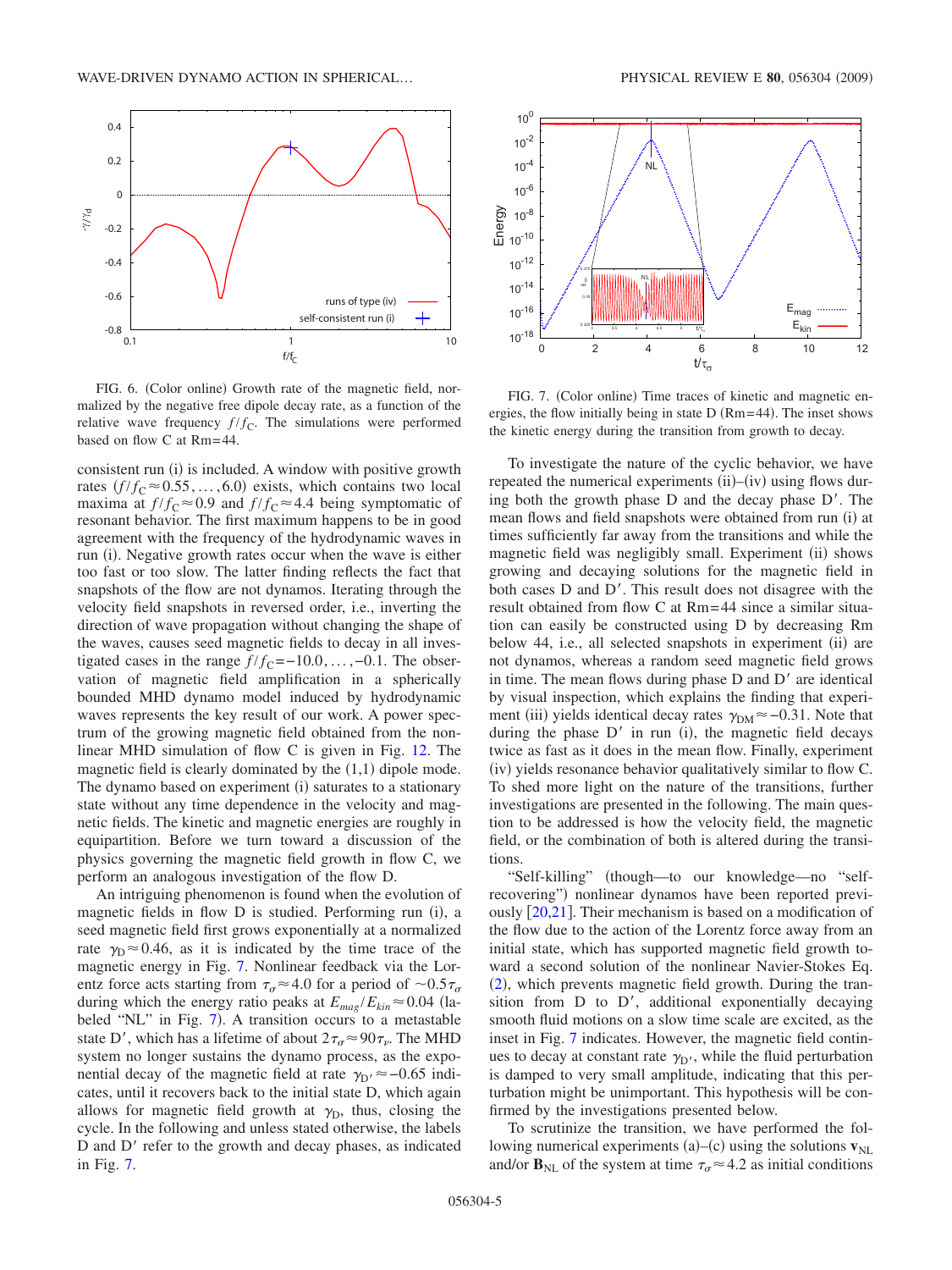FIG. 6. (Color online) Growth rate of the magnetic field, normalized by the negative free dipole decay rate, as a function of the relative wave frequency $f/f_C$. The simulations were performed based on flow C at Rm=44.

FIG. 7. (Color online) Time traces of kinetic and magnetic energies, the flow initially being in state D (Rm=44). The inset shows the kinetic energy during the transition from growth to decay.

consistent run (i) is included. A window with positive growth rates ($f/f_C \approx 0.55, \ldots, 6.0$) exists, which contains two local maxima at $f/f_C \approx 0.9$ and $f/f_C \approx 4.4$ being symptomatic of resonant behavior. The first maximum happens to be in good agreement with the frequency of the hydrodynamic waves in run (i). Negative growth rates occur when the wave is either too fast or too slow. The latter finding reflects the fact that snapshots of the flow are not dynamos. Iterating through the velocity field snapshots in reversed order, i.e., inverting the direction of wave propagation without changing the shape of the waves, causes seed magnetic fields to decay in all investigated cases in the range $f/f_C = -10.0, \ldots, -0.1$. The observation of magnetic field amplification in a spherically bounded MHD dynamo model induced by hydrodynamic waves represents the key result of our work. A power spectrum of the growing magnetic field obtained from the nonlinear MHD simulation of flow C is given in Fig. 12. The magnetic field is clearly dominated by the (1,1) dipole mode. The dynamo based on experiment (i) saturates to a stationary state without any time dependence in the velocity and magnetic fields. The kinetic and magnetic energies are roughly in equipartition. Before we turn toward a discussion of the physics governing the magnetic field growth in flow C, we perform an analogous investigation of the flow D.

An intriguing phenomenon is found when the evolution of magnetic fields in flow D is studied. Performing run (i), a seed magnetic field first grows exponentially at a normalized rate $\gamma_D \approx 0.46$, as it is indicated by the time trace of the magnetic energy in Fig. 7. Nonlinear feedback via the Lorentz force acts starting from $\tau_\sigma \approx 4.0$ for a period of $\sim 0.5\tau_\sigma$ during which the energy ratio peaks at $E_{mag}/E_{kin} \approx 0.04$ (labeled "NL" in Fig. 7). A transition occurs to a metastable state D′, which has a lifetime of about $2\tau_\sigma \approx 90\tau_\nu$. The MHD system no longer sustains the dynamo process, as the exponential decay of the magnetic field at rate $\gamma_{D'} \approx -0.65$ indicates, until it recovers back to the initial state D, which again allows for magnetic field growth at $\gamma_D$, thus, closing the cycle. In the following and unless stated otherwise, the labels D and D′ refer to the growth and decay phases, as indicated in Fig. 7.

To investigate the nature of the cyclic behavior, we have repeated the numerical experiments (ii)–(iv) using flows during both the growth phase D and the decay phase D′. The mean flows and field snapshots were obtained from run (i) at times sufficiently far away from the transitions and while the magnetic field was negligibly small. Experiment (ii) shows growing and decaying solutions for the magnetic field in both cases D and D′. This result does not disagree with the result obtained from flow C at Rm=44 since a similar situation can easily be constructed using D by decreasing Rm below 44, i.e., all selected snapshots in experiment (ii) are not dynamos, whereas a random seed magnetic field grows in time. The mean flows during phase D and D′ are identical by visual inspection, which explains the finding that experiment (iii) yields identical decay rates $\gamma_{DM} \approx -0.31$. Note that during the phase D′ in run (i), the magnetic field decays twice as fast as it does in the mean flow. Finally, experiment (iv) yields resonance behavior qualitatively similar to flow C. To shed more light on the nature of the transitions, further investigations are presented in the following. The main question to be addressed is how the velocity field, the magnetic field, or the combination of both is altered during the transitions.

"Self-killing" (though—to our knowledge—no "self-recovering") nonlinear dynamos have been reported previously [20,21]. Their mechanism is based on a modification of the flow due to the action of the Lorentz force away from an initial state, which has supported magnetic field growth toward a second solution of the nonlinear Navier-Stokes Eq. (2), which prevents magnetic field growth. During the transition from D to D′, additional exponentially decaying smooth fluid motions on a slow time scale are excited, as the inset in Fig. 7 indicates. However, the magnetic field continues to decay at constant rate $\gamma_{D'}$, while the fluid perturbation is damped to very small amplitude, indicating that this perturbation might be unimportant. This hypothesis will be confirmed by the investigations presented below.

To scrutinize the transition, we have performed the following numerical experiments (a)–(c) using the solutions $\mathbf{v}_{NL}$ and/or $\mathbf{B}_{NL}$ of the system at time $\tau_\sigma \approx 4.2$ as initial conditions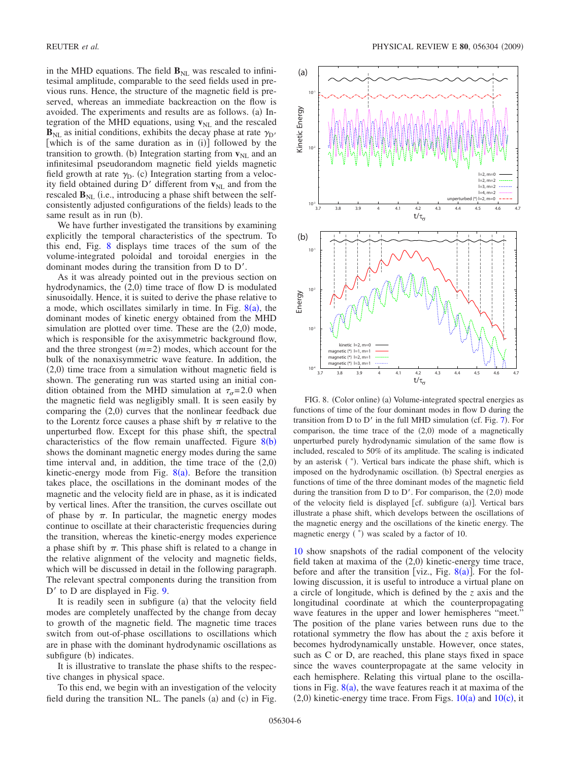in the MHD equations. The field $\mathbf{B}_{\rm NL}$ was rescaled to infinitesimal amplitude, comparable to the seed fields used in previous runs. Hence, the structure of the magnetic field is preserved, whereas an immediate backreaction on the flow is avoided. The experiments and results are as follows. (a) Integration of the MHD equations, using $\mathbf{v}_{\rm NL}$ and the rescaled $\mathbf{B}_{\rm NL}$ as initial conditions, exhibits the decay phase at rate $\gamma_{\rm D'}$ [which is of the same duration as in (i)] followed by the transition to growth. (b) Integration starting from $\mathbf{v}_{\rm NL}$ and an infinitesimal pseudorandom magnetic field yields magnetic field growth at rate $\gamma_{\rm D}$. (c) Integration starting from a velocity field obtained during D′ different from $\mathbf{v}_{\rm NL}$ and from the rescaled $\mathbf{B}_{\rm NL}$ (i.e., introducing a phase shift between the self-consistently adjusted configurations of the fields) leads to the same result as in run (b).

We have further investigated the transitions by examining explicitly the temporal characteristics of the spectrum. To this end, Fig. 8 displays time traces of the sum of the volume-integrated poloidal and toroidal energies in the dominant modes during the transition from D to D′.

As it was already pointed out in the previous section on hydrodynamics, the (2,0) time trace of flow D is modulated sinusoidally. Hence, it is suited to derive the phase relative to a mode, which oscillates similarly in time. In Fig. 8(a), the dominant modes of kinetic energy obtained from the MHD simulation are plotted over time. These are the (2,0) mode, which is responsible for the axisymmetric background flow, and the three strongest ($m$=2) modes, which account for the bulk of the nonaxisymmetric wave feature. In addition, the (2,0) time trace from a simulation without magnetic field is shown. The generating run was started using an initial condition obtained from the MHD simulation at $\tau_\sigma$=2.0 when the magnetic field was negligibly small. It is seen easily by comparing the (2,0) curves that the nonlinear feedback due to the Lorentz force causes a phase shift by $\pi$ relative to the unperturbed flow. Except for this phase shift, the spectral characteristics of the flow remain unaffected. Figure 8(b) shows the dominant magnetic energy modes during the same time interval and, in addition, the time trace of the (2,0) kinetic-energy mode from Fig. 8(a). Before the transition takes place, the oscillations in the dominant modes of the magnetic and the velocity field are in phase, as it is indicated by vertical lines. After the transition, the curves oscillate out of phase by $\pi$. In particular, the magnetic energy modes continue to oscillate at their characteristic frequencies during the transition, whereas the kinetic-energy modes experience a phase shift by $\pi$. This phase shift is related to a change in the relative alignment of the velocity and magnetic fields, which will be discussed in detail in the following paragraph. The relevant spectral components during the transition from D′ to D are displayed in Fig. 9.

It is readily seen in subfigure (a) that the velocity field modes are completely unaffected by the change from decay to growth of the magnetic field. The magnetic time traces switch from out-of-phase oscillations to oscillations which are in phase with the dominant hydrodynamic oscillations as subfigure (b) indicates.

It is illustrative to translate the phase shifts to the respective changes in physical space.

To this end, we begin with an investigation of the velocity field during the transition NL. The panels (a) and (c) in Fig. 10 show snapshots of the radial component of the velocity field taken at maxima of the (2,0) kinetic-energy time trace, before and after the transition [viz., Fig. 8(a)]. For the following discussion, it is useful to introduce a virtual plane on a circle of longitude, which is defined by the $z$ axis and the longitudinal coordinate at which the counterpropagating wave features in the upper and lower hemispheres "meet." The position of the plane varies between runs due to the rotational symmetry the flow has about the $z$ axis before it becomes hydrodynamically unstable. However, once states, such as C or D, are reached, this plane stays fixed in space since the waves counterpropagate at the same velocity in each hemisphere. Relating this virtual plane to the oscillations in Fig. 8(a), the wave features reach it at maxima of the (2,0) kinetic-energy time trace. From Figs. 10(a) and 10(c), it

FIG. 8. (Color online) (a) Volume-integrated spectral energies as functions of time of the four dominant modes in flow D during the transition from D to D′ in the full MHD simulation (cf. Fig. 7). For comparison, the time trace of the (2,0) mode of a magnetically unperturbed purely hydrodynamic simulation of the same flow is included, rescaled to 50% of its amplitude. The scaling is indicated by an asterisk (*). Vertical bars indicate the phase shift, which is imposed on the hydrodynamic oscillation. (b) Spectral energies as functions of time of the three dominant modes of the magnetic field during the transition from D to D′. For comparison, the (2,0) mode of the velocity field is displayed [cf. subfigure (a)]. Vertical bars illustrate a phase shift, which develops between the oscillations of the magnetic energy and the oscillations of the kinetic energy. The magnetic energy (*) was scaled by a factor of 10.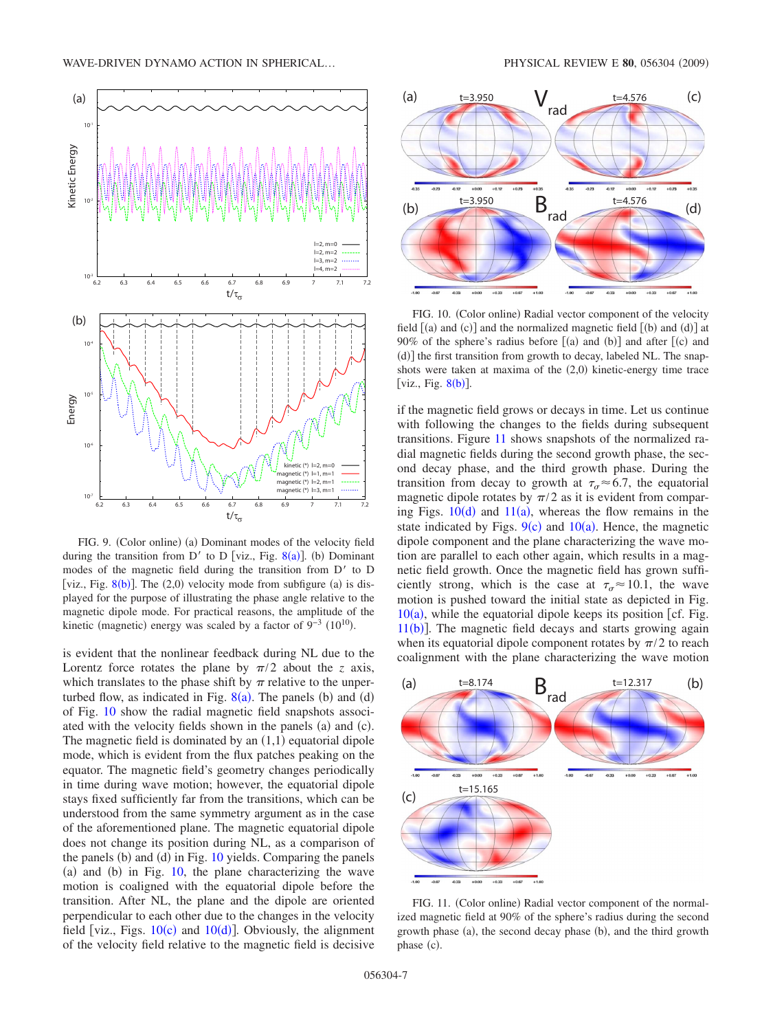FIG. 9. (Color online) (a) Dominant modes of the velocity field during the transition from D′ to D [viz., Fig. 8(a)]. (b) Dominant modes of the magnetic field during the transition from D′ to D [viz., Fig. 8(b)]. The (2,0) velocity mode from subfigure (a) is displayed for the purpose of illustrating the phase angle relative to the magnetic dipole mode. For practical reasons, the amplitude of the kinetic (magnetic) energy was scaled by a factor of $9^{-3}$ ($10^{10}$).

is evident that the nonlinear feedback during NL due to the Lorentz force rotates the plane by $\pi/2$ about the $z$ axis, which translates to the phase shift by $\pi$ relative to the unperturbed flow, as indicated in Fig. 8(a). The panels (b) and (d) of Fig. 10 show the radial magnetic field snapshots associated with the velocity fields shown in the panels (a) and (c). The magnetic field is dominated by an (1,1) equatorial dipole mode, which is evident from the flux patches peaking on the equator. The magnetic field's geometry changes periodically in time during wave motion; however, the equatorial dipole stays fixed sufficiently far from the transitions, which can be understood from the same symmetry argument as in the case of the aforementioned plane. The magnetic equatorial dipole does not change its position during NL, as a comparison of the panels (b) and (d) in Fig. 10 yields. Comparing the panels (a) and (b) in Fig. 10, the plane characterizing the wave motion is coaligned with the equatorial dipole before the transition. After NL, the plane and the dipole are oriented perpendicular to each other due to the changes in the velocity field [viz., Figs. 10(c) and 10(d)]. Obviously, the alignment of the velocity field relative to the magnetic field is decisive

FIG. 10. (Color online) Radial vector component of the velocity field [(a) and (c)] and the normalized magnetic field [(b) and (d)] at 90% of the sphere's radius before [(a) and (b)] and after [(c) and (d)] the first transition from growth to decay, labeled NL. The snapshots were taken at maxima of the (2,0) kinetic-energy time trace [viz., Fig. 8(b)].

if the magnetic field grows or decays in time. Let us continue with following the changes to the fields during subsequent transitions. Figure 11 shows snapshots of the normalized radial magnetic fields during the second growth phase, the second decay phase, and the third growth phase. During the transition from decay to growth at $\tau_\sigma \approx 6.7$, the equatorial magnetic dipole rotates by $\pi/2$ as it is evident from comparing Figs. 10(d) and 11(a), whereas the flow remains in the state indicated by Figs. 9(c) and 10(a). Hence, the magnetic dipole component and the plane characterizing the wave motion are parallel to each other again, which results in a magnetic field growth. Once the magnetic field has grown sufficiently strong, which is the case at $\tau_\sigma \approx 10.1$, the wave motion is pushed toward the initial state as depicted in Fig. 10(a), while the equatorial dipole keeps its position [cf. Fig. 11(b)]. The magnetic field decays and starts growing again when its equatorial dipole component rotates by $\pi/2$ to reach coalignment with the plane characterizing the wave motion

FIG. 11. (Color online) Radial vector component of the normalized magnetic field at 90% of the sphere's radius during the second growth phase (a), the second decay phase (b), and the third growth phase (c).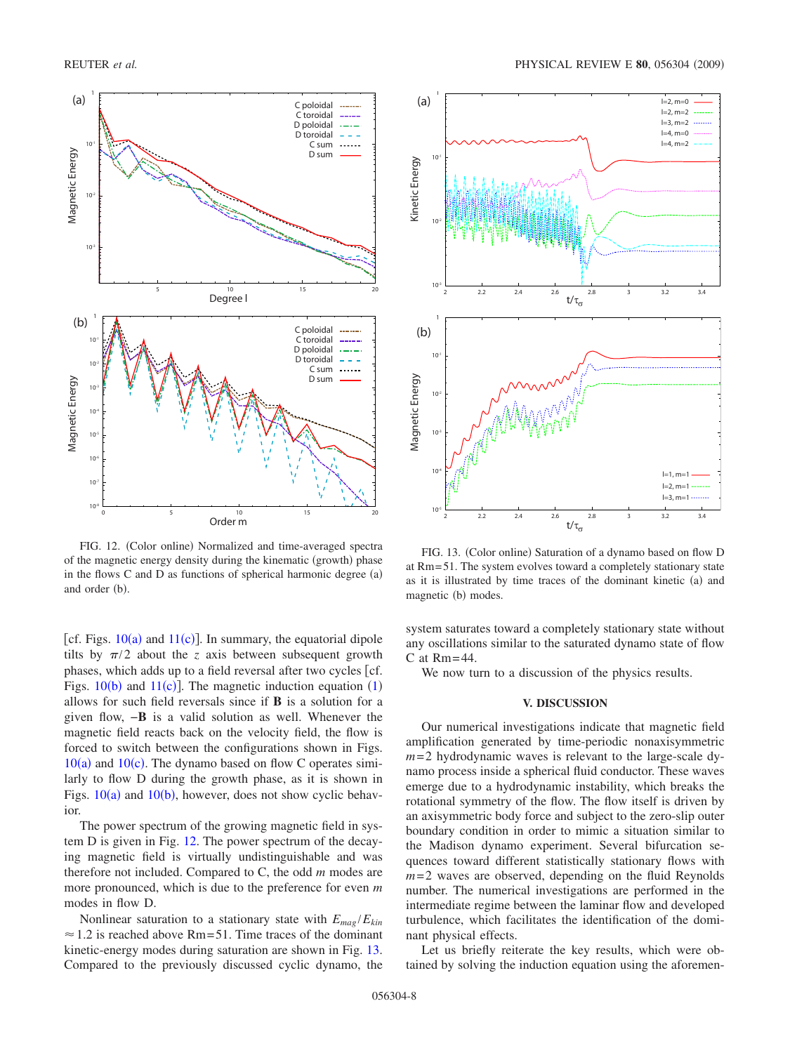FIG. 12. (Color online) Normalized and time-averaged spectra of the magnetic energy density during the kinematic (growth) phase in the flows C and D as functions of spherical harmonic degree (a) and order (b).

FIG. 13. (Color online) Saturation of a dynamo based on flow D at Rm=51. The system evolves toward a completely stationary state as it is illustrated by time traces of the dominant kinetic (a) and magnetic (b) modes.

[cf. Figs. 10(a) and 11(c)]. In summary, the equatorial dipole tilts by $\pi/2$ about the $z$ axis between subsequent growth phases, which adds up to a field reversal after two cycles [cf. Figs. 10(b) and 11(c)]. The magnetic induction equation (1) allows for such field reversals since if $\mathbf{B}$ is a solution for a given flow, $-\mathbf{B}$ is a valid solution as well. Whenever the magnetic field reacts back on the velocity field, the flow is forced to switch between the configurations shown in Figs. 10(a) and 10(c). The dynamo based on flow C operates similarly to flow D during the growth phase, as it is shown in Figs. 10(a) and 10(b), however, does not show cyclic behavior.

The power spectrum of the growing magnetic field in system D is given in Fig. 12. The power spectrum of the decaying magnetic field is virtually undistinguishable and was therefore not included. Compared to C, the odd $m$ modes are more pronounced, which is due to the preference for even $m$ modes in flow D.

Nonlinear saturation to a stationary state with $E_{mag}/E_{kin} \approx 1.2$ is reached above Rm=51. Time traces of the dominant kinetic-energy modes during saturation are shown in Fig. 13. Compared to the previously discussed cyclic dynamo, the system saturates toward a completely stationary state without any oscillations similar to the saturated dynamo state of flow C at Rm=44.

We now turn to a discussion of the physics results.

## V. DISCUSSION

Our numerical investigations indicate that magnetic field amplification generated by time-periodic nonaxisymmetric $m=2$ hydrodynamic waves is relevant to the large-scale dynamo process inside a spherical fluid conductor. These waves emerge due to a hydrodynamic instability, which breaks the rotational symmetry of the flow. The flow itself is driven by an axisymmetric body force and subject to the zero-slip outer boundary condition in order to mimic a situation similar to the Madison dynamo experiment. Several bifurcation sequences toward different statistically stationary flows with $m=2$ waves are observed, depending on the fluid Reynolds number. The numerical investigations are performed in the intermediate regime between the laminar flow and developed turbulence, which facilitates the identification of the dominant physical effects.

Let us briefly reiterate the key results, which were obtained by solving the induction equation using the aforemen-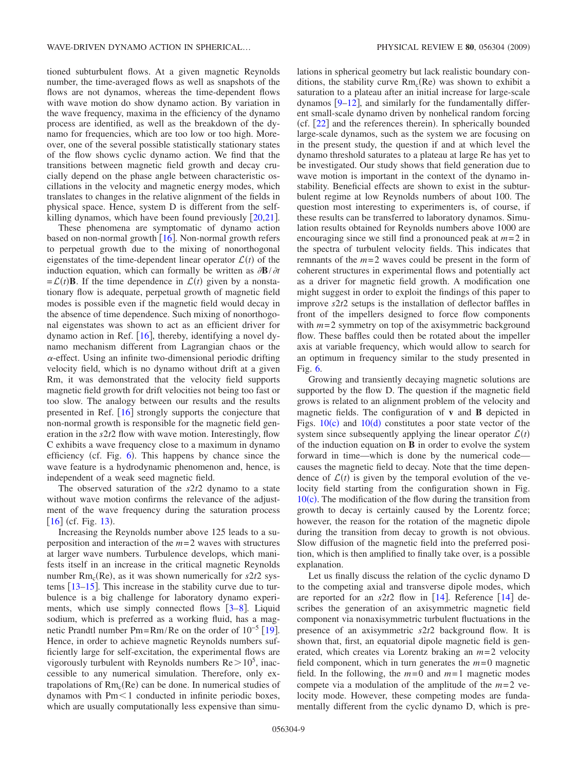tioned subturbulent flows. At a given magnetic Reynolds number, the time-averaged flows as well as snapshots of the flows are not dynamos, whereas the time-dependent flows with wave motion do show dynamo action. By variation in the wave frequency, maxima in the efficiency of the dynamo process are identified, as well as the breakdown of the dynamo for frequencies, which are too low or too high. Moreover, one of the several possible statistically stationary states of the flow shows cyclic dynamo action. We find that the transitions between magnetic field growth and decay crucially depend on the phase angle between characteristic oscillations in the velocity and magnetic energy modes, which translates to changes in the relative alignment of the fields in physical space. Hence, system D is different from the self-killing dynamos, which have been found previously [20,21].

These phenomena are symptomatic of dynamo action based on non-normal growth [16]. Non-normal growth refers to perpetual growth due to the mixing of nonorthogonal eigenstates of the time-dependent linear operator $\mathcal{L}(t)$ of the induction equation, which can formally be written as $\partial \mathbf{B}/\partial t = \mathcal{L}(t)\mathbf{B}$. If the time dependence in $\mathcal{L}(t)$ given by a nonstationary flow is adequate, perpetual growth of magnetic field modes is possible even if the magnetic field would decay in the absence of time dependence. Such mixing of nonorthogonal eigenstates was shown to act as an efficient driver for dynamo action in Ref. [16], thereby, identifying a novel dynamo mechanism different from Lagrangian chaos or the $\alpha$-effect. Using an infinite two-dimensional periodic drifting velocity field, which is no dynamo without drift at a given Rm, it was demonstrated that the velocity field supports magnetic field growth for drift velocities not being too fast or too slow. The analogy between our results and the results presented in Ref. [16] strongly supports the conjecture that non-normal growth is responsible for the magnetic field generation in the $s2t2$ flow with wave motion. Interestingly, flow C exhibits a wave frequency close to a maximum in dynamo efficiency (cf. Fig. 6). This happens by chance since the wave feature is a hydrodynamic phenomenon and, hence, is independent of a weak seed magnetic field.

The observed saturation of the $s2t2$ dynamo to a state without wave motion confirms the relevance of the adjustment of the wave frequency during the saturation process [16] (cf. Fig. 13).

Increasing the Reynolds number above 125 leads to a superposition and interaction of the $m=2$ waves with structures at larger wave numbers. Turbulence develops, which manifests itself in an increase in the critical magnetic Reynolds number $\mathrm{Rm_c(Re)}$, as it was shown numerically for $s2t2$ systems [13–15]. This increase in the stability curve due to turbulence is a big challenge for laboratory dynamo experiments, which use simply connected flows [3–8]. Liquid sodium, which is preferred as a working fluid, has a magnetic Prandtl number $\mathrm{Pm}=\mathrm{Rm}/\mathrm{Re}$ on the order of $10^{-5}$ [19]. Hence, in order to achieve magnetic Reynolds numbers sufficiently large for self-excitation, the experimental flows are vigorously turbulent with Reynolds numbers $\mathrm{Re}>10^5$, inaccessible to any numerical simulation. Therefore, only extrapolations of $\mathrm{Rm_c(Re)}$ can be done. In numerical studies of dynamos with $\mathrm{Pm}<1$ conducted in infinite periodic boxes, which are usually computationally less expensive than simulations in spherical geometry but lack realistic boundary conditions, the stability curve $\mathrm{Rm_c(Re)}$ was shown to exhibit a saturation to a plateau after an initial increase for large-scale dynamos [9–12], and similarly for the fundamentally different small-scale dynamo driven by nonhelical random forcing (cf. [22] and the references therein). In spherically bounded large-scale dynamos, such as the system we are focusing on in the present study, the question if and at which level the dynamo threshold saturates to a plateau at large Re has yet to be investigated. Our study shows that field generation due to wave motion is important in the context of the dynamo instability. Beneficial effects are shown to exist in the subturbulent regime at low Reynolds numbers of about 100. The question most interesting to experimenters is, of course, if these results can be transferred to laboratory dynamos. Simulation results obtained for Reynolds numbers above 1000 are encouraging since we still find a pronounced peak at $m=2$ in the spectra of turbulent velocity fields. This indicates that remnants of the $m=2$ waves could be present in the form of coherent structures in experimental flows and potentially act as a driver for magnetic field growth. A modification one might suggest in order to exploit the findings of this paper to improve $s2t2$ setups is the installation of deflector baffles in front of the impellers designed to force flow components with $m=2$ symmetry on top of the axisymmetric background flow. These baffles could then be rotated about the impeller axis at variable frequency, which would allow to search for an optimum in frequency similar to the study presented in Fig. 6.

Growing and transiently decaying magnetic solutions are supported by the flow D. The question if the magnetic field grows is related to an alignment problem of the velocity and magnetic fields. The configuration of $\mathbf{v}$ and $\mathbf{B}$ depicted in Figs. 10(c) and 10(d) constitutes a poor state vector of the system since subsequently applying the linear operator $\mathcal{L}(t)$ of the induction equation on $\mathbf{B}$ in order to evolve the system forward in time—which is done by the numerical code—causes the magnetic field to decay. Note that the time dependence of $\mathcal{L}(t)$ is given by the temporal evolution of the velocity field starting from the configuration shown in Fig. 10(c). The modification of the flow during the transition from growth to decay is certainly caused by the Lorentz force; however, the reason for the rotation of the magnetic dipole during the transition from decay to growth is not obvious. Slow diffusion of the magnetic field into the preferred position, which is then amplified to finally take over, is a possible explanation.

Let us finally discuss the relation of the cyclic dynamo D to the competing axial and transverse dipole modes, which are reported for an $s2t2$ flow in [14]. Reference [14] describes the generation of an axisymmetric magnetic field component via nonaxisymmetric turbulent fluctuations in the presence of an axisymmetric $s2t2$ background flow. It is shown that, first, an equatorial dipole magnetic field is generated, which creates via Lorentz braking an $m=2$ velocity field component, which in turn generates the $m=0$ magnetic field. In the following, the $m=0$ and $m=1$ magnetic modes compete via a modulation of the amplitude of the $m=2$ velocity mode. However, these competing modes are fundamentally different from the cyclic dynamo D, which is pre-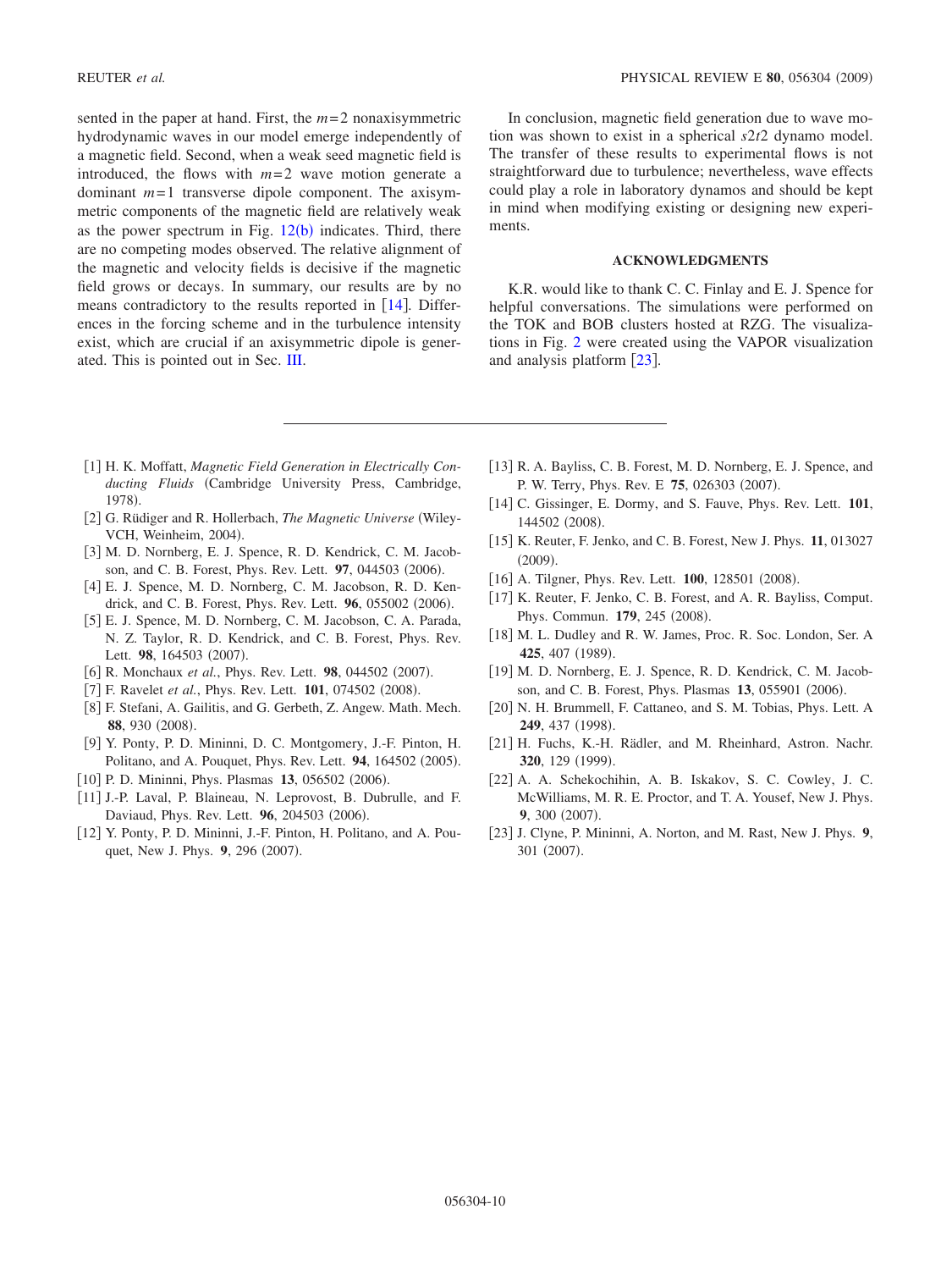sented in the paper at hand. First, the $m=2$ nonaxisymmetric hydrodynamic waves in our model emerge independently of a magnetic field. Second, when a weak seed magnetic field is introduced, the flows with $m=2$ wave motion generate a dominant $m=1$ transverse dipole component. The axisymmetric components of the magnetic field are relatively weak as the power spectrum in Fig. 12(b) indicates. Third, there are no competing modes observed. The relative alignment of the magnetic and velocity fields is decisive if the magnetic field grows or decays. In summary, our results are by no means contradictory to the results reported in [14]. Differences in the forcing scheme and in the turbulence intensity exist, which are crucial if an axisymmetric dipole is generated. This is pointed out in Sec. III.

In conclusion, magnetic field generation due to wave motion was shown to exist in a spherical $s2t2$ dynamo model. The transfer of these results to experimental flows is not straightforward due to turbulence; nevertheless, wave effects could play a role in laboratory dynamos and should be kept in mind when modifying existing or designing new experiments.

## ACKNOWLEDGMENTS

K.R. would like to thank C. C. Finlay and E. J. Spence for helpful conversations. The simulations were performed on the TOK and BOB clusters hosted at RZG. The visualizations in Fig. 2 were created using the VAPOR visualization and analysis platform [23].

---

[1] H. K. Moffatt, *Magnetic Field Generation in Electrically Conducting Fluids* (Cambridge University Press, Cambridge, 1978).

[2] G. Rüdiger and R. Hollerbach, *The Magnetic Universe* (Wiley-VCH, Weinheim, 2004).

[3] M. D. Nornberg, E. J. Spence, R. D. Kendrick, C. M. Jacobson, and C. B. Forest, Phys. Rev. Lett. **97**, 044503 (2006).

[4] E. J. Spence, M. D. Nornberg, C. M. Jacobson, R. D. Kendrick, and C. B. Forest, Phys. Rev. Lett. **96**, 055002 (2006).

[5] E. J. Spence, M. D. Nornberg, C. M. Jacobson, C. A. Parada, N. Z. Taylor, R. D. Kendrick, and C. B. Forest, Phys. Rev. Lett. **98**, 164503 (2007).

[6] R. Monchaux *et al.*, Phys. Rev. Lett. **98**, 044502 (2007).

[7] F. Ravelet *et al.*, Phys. Rev. Lett. **101**, 074502 (2008).

[8] F. Stefani, A. Gailitis, and G. Gerbeth, Z. Angew. Math. Mech. **88**, 930 (2008).

[9] Y. Ponty, P. D. Mininni, D. C. Montgomery, J.-F. Pinton, H. Politano, and A. Pouquet, Phys. Rev. Lett. **94**, 164502 (2005).

[10] P. D. Mininni, Phys. Plasmas **13**, 056502 (2006).

[11] J.-P. Laval, P. Blaineau, N. Leprovost, B. Dubrulle, and F. Daviaud, Phys. Rev. Lett. **96**, 204503 (2006).

[12] Y. Ponty, P. D. Mininni, J.-F. Pinton, H. Politano, and A. Pouquet, New J. Phys. **9**, 296 (2007).

[13] R. A. Bayliss, C. B. Forest, M. D. Nornberg, E. J. Spence, and P. W. Terry, Phys. Rev. E **75**, 026303 (2007).

[14] C. Gissinger, E. Dormy, and S. Fauve, Phys. Rev. Lett. **101**, 144502 (2008).

[15] K. Reuter, F. Jenko, and C. B. Forest, New J. Phys. **11**, 013027 (2009).

[16] A. Tilgner, Phys. Rev. Lett. **100**, 128501 (2008).

[17] K. Reuter, F. Jenko, C. B. Forest, and A. R. Bayliss, Comput. Phys. Commun. **179**, 245 (2008).

[18] M. L. Dudley and R. W. James, Proc. R. Soc. London, Ser. A **425**, 407 (1989).

[19] M. D. Nornberg, E. J. Spence, R. D. Kendrick, C. M. Jacobson, and C. B. Forest, Phys. Plasmas **13**, 055901 (2006).

[20] N. H. Brummell, F. Cattaneo, and S. M. Tobias, Phys. Lett. A **249**, 437 (1998).

[21] H. Fuchs, K.-H. Rädler, and M. Rheinhard, Astron. Nachr. **320**, 129 (1999).

[22] A. A. Schekochihin, A. B. Iskakov, S. C. Cowley, J. C. McWilliams, M. R. E. Proctor, and T. A. Yousef, New J. Phys. **9**, 300 (2007).

[23] J. Clyne, P. Mininni, A. Norton, and M. Rast, New J. Phys. **9**, 301 (2007).